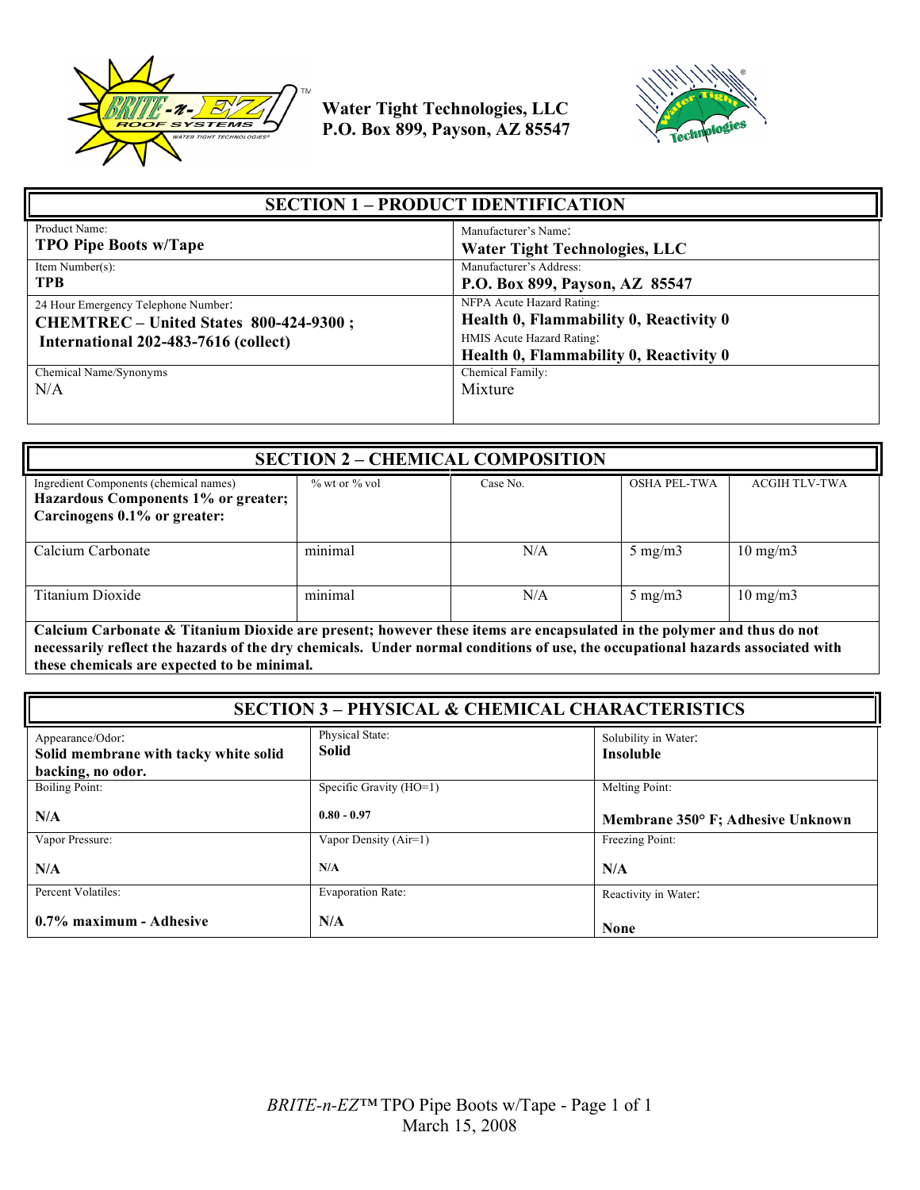**Water Tight Technologies, LLC**
**P.O. Box 899, Payson, AZ 85547**

## SECTION 1 – PRODUCT IDENTIFICATION

| | |
|---|---|
| Product Name:<br>**TPO Pipe Boots w/Tape** | Manufacturer's Name:<br>**Water Tight Technologies, LLC** |
| Item Number(s):<br>**TPB** | Manufacturer's Address:<br>**P.O. Box 899, Payson, AZ 85547** |
| 24 Hour Emergency Telephone Number:<br>**CHEMTREC – United States 800-424-9300 ;**<br>**International 202-483-7616 (collect)** | NFPA Acute Hazard Rating:<br>**Health 0, Flammability 0, Reactivity 0**<br>HMIS Acute Hazard Rating:<br>**Health 0, Flammability 0, Reactivity 0** |
| Chemical Name/Synonyms<br>N/A | Chemical Family:<br>Mixture |

## SECTION 2 – CHEMICAL COMPOSITION

| Ingredient Components (chemical names)<br>**Hazardous Components 1% or greater; Carcinogens 0.1% or greater:** | % wt or % vol | Case No. | OSHA PEL-TWA | ACGIH TLV-TWA |
|---|---|---|---|---|
| Calcium Carbonate | minimal | N/A | 5 mg/m3 | 10 mg/m3 |
| Titanium Dioxide | minimal | N/A | 5 mg/m3 | 10 mg/m3 |

**Calcium Carbonate & Titanium Dioxide are present; however these items are encapsulated in the polymer and thus do not necessarily reflect the hazards of the dry chemicals. Under normal conditions of use, the occupational hazards associated with these chemicals are expected to be minimal.**

## SECTION 3 – PHYSICAL & CHEMICAL CHARACTERISTICS

| | | |
|---|---|---|
| Appearance/Odor:<br>**Solid membrane with tacky white solid backing, no odor.** | Physical State:<br>**Solid** | Solubility in Water:<br>**Insoluble** |
| Boiling Point:<br>**N/A** | Specific Gravity (HO=1)<br>**0.80 - 0.97** | Melting Point:<br>**Membrane 350° F; Adhesive Unknown** |
| Vapor Pressure:<br>**N/A** | Vapor Density (Air=1)<br>**N/A** | Freezing Point:<br>**N/A** |
| Percent Volatiles:<br>**0.7% maximum - Adhesive** | Evaporation Rate:<br>**N/A** | Reactivity in Water:<br>**None** |

*BRITE-n-EZ*™ TPO Pipe Boots w/Tape
March 15, 2008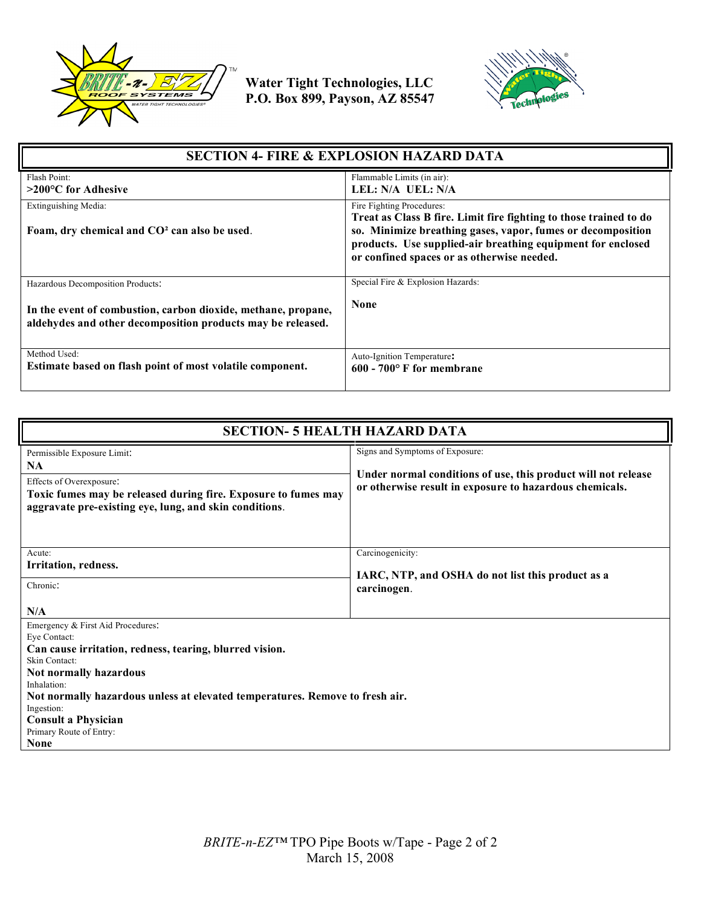**Water Tight Technologies, LLC**
**P.O. Box 899, Payson, AZ 85547**

## SECTION 4- FIRE & EXPLOSION HAZARD DATA

| Flash Point: | Flammable Limits (in air): |
|---|---|
| **>200°C for Adhesive** | **LEL: N/A UEL: N/A** |

| Extinguishing Media: | Fire Fighting Procedures: |
|---|---|
| **Foam, dry chemical and $CO^2$ can also be used.** | **Treat as Class B fire. Limit fire fighting to those trained to do so. Minimize breathing gases, vapor, fumes or decomposition products. Use supplied-air breathing equipment for enclosed or confined spaces or as otherwise needed.** |

| Hazardous Decomposition Products: | Special Fire & Explosion Hazards: |
|---|---|
| **In the event of combustion, carbon dioxide, methane, propane, aldehydes and other decomposition products may be released.** | **None** |

| Method Used: | Auto-Ignition Temperature: |
|---|---|
| **Estimate based on flash point of most volatile component.** | **600 - 700° F for membrane** |

## SECTION- 5 HEALTH HAZARD DATA

| Permissible Exposure Limit: | Signs and Symptoms of Exposure: |
|---|---|
| **NA** | **Under normal conditions of use, this product will not release or otherwise result in exposure to hazardous chemicals.** |
| Effects of Overexposure: **Toxic fumes may be released during fire. Exposure to fumes may aggravate pre-existing eye, lung, and skin conditions.** | |

| Acute: | Carcinogenicity: |
|---|---|
| **Irritation, redness.** | **IARC, NTP, and OSHA do not list this product as a carcinogen.** |
| Chronic: **N/A** | |

Emergency & First Aid Procedures:

Eye Contact:
**Can cause irritation, redness, tearing, blurred vision.**

Skin Contact:
**Not normally hazardous**

Inhalation:
**Not normally hazardous unless at elevated temperatures. Remove to fresh air.**

Ingestion:
**Consult a Physician**

Primary Route of Entry:
**None**

*BRITE-n-EZ*™ TPO Pipe Boots w/Tape
March 15, 2008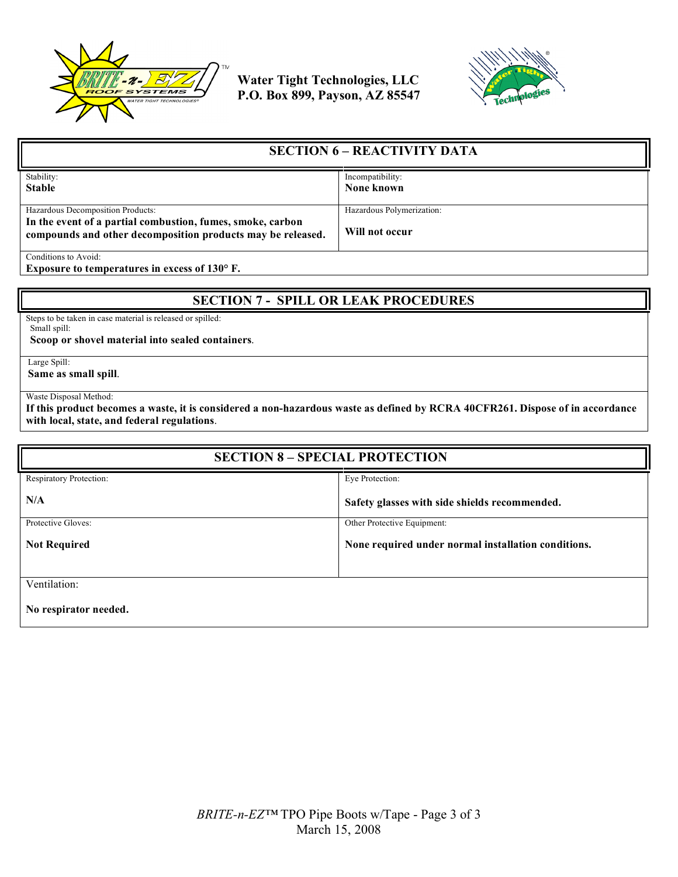Water Tight Technologies, LLC
P.O. Box 899, Payson, AZ 85547

## SECTION 6 – REACTIVITY DATA

| Stability: **Stable** | Incompatibility: **None known** |
|---|---|
| Hazardous Decomposition Products: **In the event of a partial combustion, fumes, smoke, carbon compounds and other decomposition products may be released.** | Hazardous Polymerization: **Will not occur** |
| Conditions to Avoid: **Exposure to temperatures in excess of 130° F.** | |

## SECTION 7 - SPILL OR LEAK PROCEDURES

Steps to be taken in case material is released or spilled:

Small spill:
**Scoop or shovel material into sealed containers**.

Large Spill:
**Same as small spill**.

Waste Disposal Method:
**If this product becomes a waste, it is considered a non-hazardous waste as defined by RCRA 40CFR261. Dispose of in accordance with local, state, and federal regulations**.

## SECTION 8 – SPECIAL PROTECTION

| Respiratory Protection: **N/A** | Eye Protection: **Safety glasses with side shields recommended.** |
|---|---|
| Protective Gloves: **Not Required** | Other Protective Equipment: **None required under normal installation conditions.** |
| Ventilation: **No respirator needed.** | |

*BRITE-n-EZ™* TPO Pipe Boots w/Tape
March 15, 2008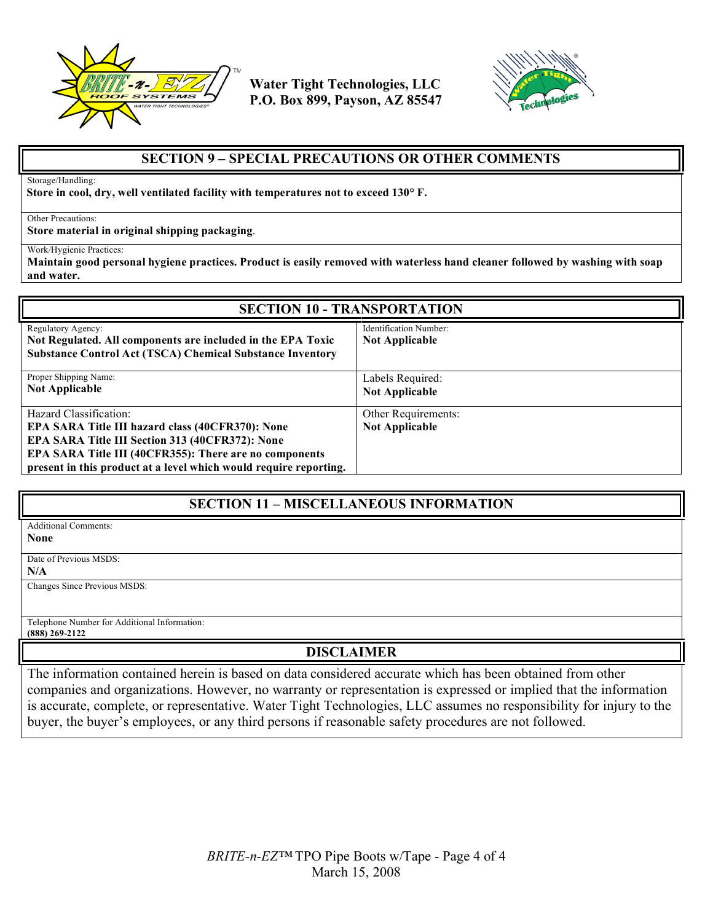Water Tight Technologies, LLC
P.O. Box 899, Payson, AZ 85547

## SECTION 9 – SPECIAL PRECAUTIONS OR OTHER COMMENTS

Storage/Handling:
**Store in cool, dry, well ventilated facility with temperatures not to exceed 130° F.**

Other Precautions:
**Store material in original shipping packaging**.

Work/Hygienic Practices:
**Maintain good personal hygiene practices. Product is easily removed with waterless hand cleaner followed by washing with soap and water.**

## SECTION 10 - TRANSPORTATION

| | |
|---|---|
| Regulatory Agency:<br>**Not Regulated. All components are included in the EPA Toxic Substance Control Act (TSCA) Chemical Substance Inventory** | Identification Number:<br>**Not Applicable** |
| Proper Shipping Name:<br>**Not Applicable** | Labels Required:<br>**Not Applicable** |
| Hazard Classification:<br>**EPA SARA Title III hazard class (40CFR370): None**<br>**EPA SARA Title III Section 313 (40CFR372): None**<br>**EPA SARA Title III (40CFR355): There are no components present in this product at a level which would require reporting.** | Other Requirements:<br>**Not Applicable** |

## SECTION 11 – MISCELLANEOUS INFORMATION

Additional Comments:
**None**

Date of Previous MSDS:
**N/A**

Changes Since Previous MSDS:

Telephone Number for Additional Information:
**(888) 269-2122**

## DISCLAIMER

The information contained herein is based on data considered accurate which has been obtained from other companies and organizations. However, no warranty or representation is expressed or implied that the information is accurate, complete, or representative. Water Tight Technologies, LLC assumes no responsibility for injury to the buyer, the buyer's employees, or any third persons if reasonable safety procedures are not followed.